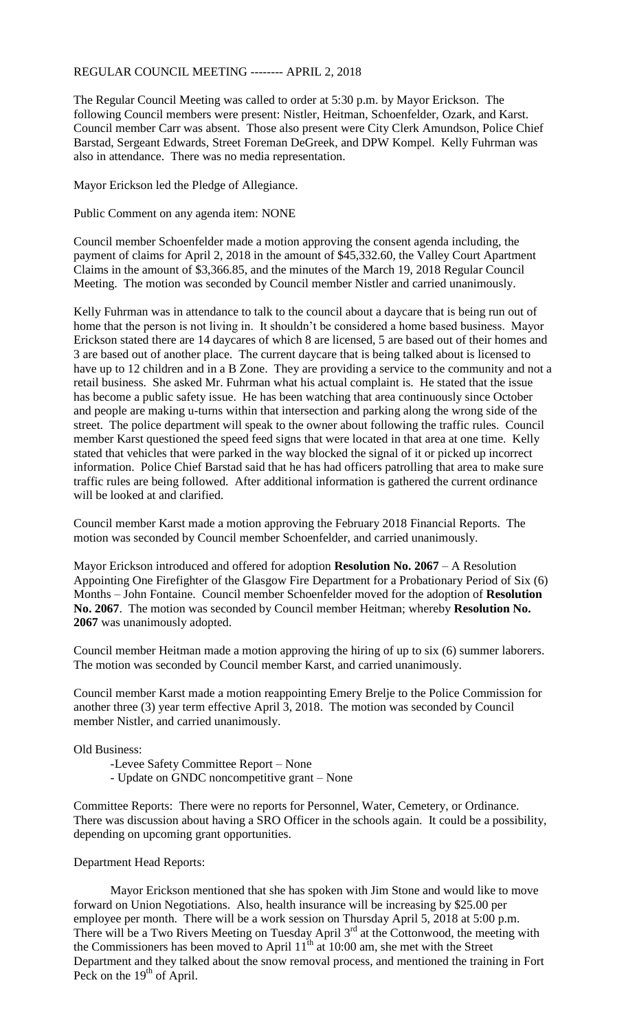REGULAR COUNCIL MEETING -------- APRIL 2, 2018

The Regular Council Meeting was called to order at 5:30 p.m. by Mayor Erickson. The following Council members were present: Nistler, Heitman, Schoenfelder, Ozark, and Karst. Council member Carr was absent. Those also present were City Clerk Amundson, Police Chief Barstad, Sergeant Edwards, Street Foreman DeGreek, and DPW Kompel. Kelly Fuhrman was also in attendance. There was no media representation.

Mayor Erickson led the Pledge of Allegiance.

Public Comment on any agenda item: NONE

Council member Schoenfelder made a motion approving the consent agenda including, the payment of claims for April 2, 2018 in the amount of $45,332.60, the Valley Court Apartment Claims in the amount of $3,366.85, and the minutes of the March 19, 2018 Regular Council Meeting. The motion was seconded by Council member Nistler and carried unanimously.

Kelly Fuhrman was in attendance to talk to the council about a daycare that is being run out of home that the person is not living in. It shouldn't be considered a home based business. Mayor Erickson stated there are 14 daycares of which 8 are licensed, 5 are based out of their homes and 3 are based out of another place. The current daycare that is being talked about is licensed to have up to 12 children and in a B Zone. They are providing a service to the community and not a retail business. She asked Mr. Fuhrman what his actual complaint is. He stated that the issue has become a public safety issue. He has been watching that area continuously since October and people are making u-turns within that intersection and parking along the wrong side of the street. The police department will speak to the owner about following the traffic rules. Council member Karst questioned the speed feed signs that were located in that area at one time. Kelly stated that vehicles that were parked in the way blocked the signal of it or picked up incorrect information. Police Chief Barstad said that he has had officers patrolling that area to make sure traffic rules are being followed. After additional information is gathered the current ordinance will be looked at and clarified.

Council member Karst made a motion approving the February 2018 Financial Reports. The motion was seconded by Council member Schoenfelder, and carried unanimously.

Mayor Erickson introduced and offered for adoption **Resolution No. 2067** – A Resolution Appointing One Firefighter of the Glasgow Fire Department for a Probationary Period of Six (6) Months – John Fontaine. Council member Schoenfelder moved for the adoption of **Resolution No. 2067**. The motion was seconded by Council member Heitman; whereby **Resolution No. 2067** was unanimously adopted.

Council member Heitman made a motion approving the hiring of up to six (6) summer laborers. The motion was seconded by Council member Karst, and carried unanimously.

Council member Karst made a motion reappointing Emery Brelje to the Police Commission for another three (3) year term effective April 3, 2018. The motion was seconded by Council member Nistler, and carried unanimously.

Old Business:

- Levee Safety Committee Report – None
- Update on GNDC noncompetitive grant – None

Committee Reports: There were no reports for Personnel, Water, Cemetery, or Ordinance. There was discussion about having a SRO Officer in the schools again. It could be a possibility, depending on upcoming grant opportunities.

Department Head Reports:

Mayor Erickson mentioned that she has spoken with Jim Stone and would like to move forward on Union Negotiations. Also, health insurance will be increasing by $25.00 per employee per month. There will be a work session on Thursday April 5, 2018 at 5:00 p.m. There will be a Two Rivers Meeting on Tuesday April 3rd at the Cottonwood, the meeting with the Commissioners has been moved to April 11th at 10:00 am, she met with the Street Department and they talked about the snow removal process, and mentioned the training in Fort Peck on the 19th of April.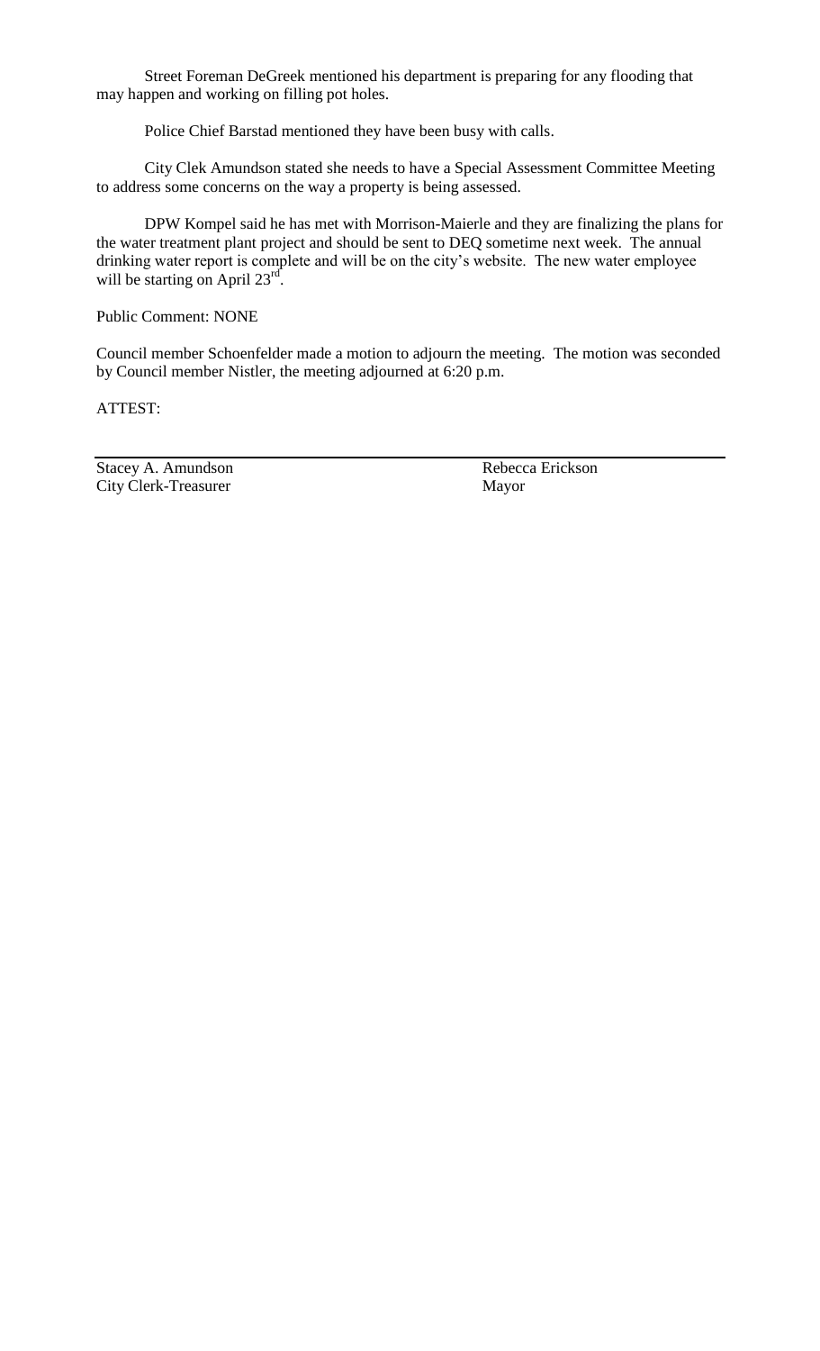Street Foreman DeGreek mentioned his department is preparing for any flooding that may happen and working on filling pot holes.

Police Chief Barstad mentioned they have been busy with calls.

City Clek Amundson stated she needs to have a Special Assessment Committee Meeting to address some concerns on the way a property is being assessed.

DPW Kompel said he has met with Morrison-Maierle and they are finalizing the plans for the water treatment plant project and should be sent to DEQ sometime next week. The annual drinking water report is complete and will be on the city's website. The new water employee will be starting on April 23rd.

Public Comment: NONE

Council member Schoenfelder made a motion to adjourn the meeting. The motion was seconded by Council member Nistler, the meeting adjourned at 6:20 p.m.

ATTEST:

| | |
|---|---|
| Stacey A. Amundson | Rebecca Erickson |
| City Clerk-Treasurer | Mayor |